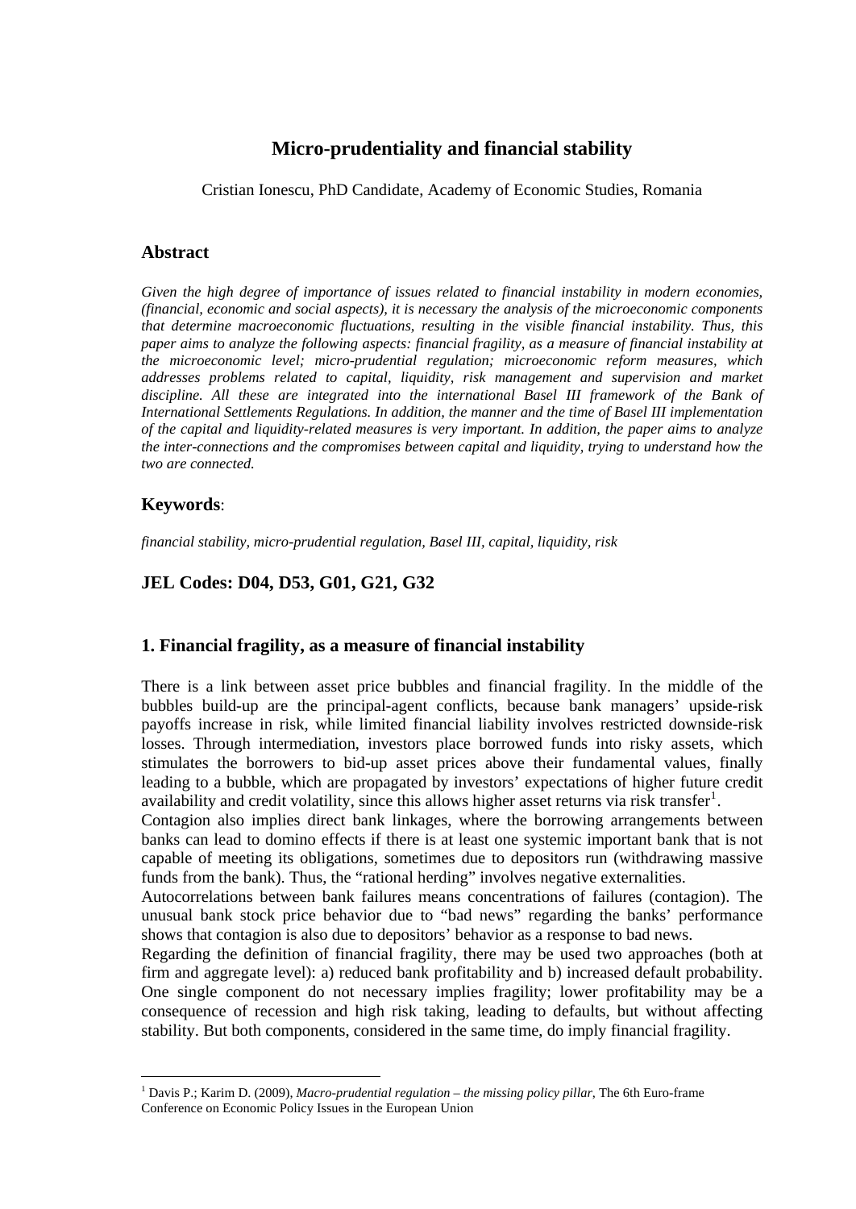# Micro-prudentiality and financial stability

Cristian Ionescu, PhD Candidate, Academy of Economic Studies, Romania

## Abstract

*Given the high degree of importance of issues related to financial instability in modern economies, (financial, economic and social aspects), it is necessary the analysis of the microeconomic components that determine macroeconomic fluctuations, resulting in the visible financial instability. Thus, this paper aims to analyze the following aspects: financial fragility, as a measure of financial instability at the microeconomic level; micro-prudential regulation; microeconomic reform measures, which addresses problems related to capital, liquidity, risk management and supervision and market discipline. All these are integrated into the international Basel III framework of the Bank of International Settlements Regulations. In addition, the manner and the time of Basel III implementation of the capital and liquidity-related measures is very important. In addition, the paper aims to analyze the inter-connections and the compromises between capital and liquidity, trying to understand how the two are connected.*

## Keywords:

*financial stability, micro-prudential regulation, Basel III, capital, liquidity, risk*

## JEL Codes: D04, D53, G01, G21, G32

## 1. Financial fragility, as a measure of financial instability

There is a link between asset price bubbles and financial fragility. In the middle of the bubbles build-up are the principal-agent conflicts, because bank managers' upside-risk payoffs increase in risk, while limited financial liability involves restricted downside-risk losses. Through intermediation, investors place borrowed funds into risky assets, which stimulates the borrowers to bid-up asset prices above their fundamental values, finally leading to a bubble, which are propagated by investors' expectations of higher future credit availability and credit volatility, since this allows higher asset returns via risk transfer[1].

Contagion also implies direct bank linkages, where the borrowing arrangements between banks can lead to domino effects if there is at least one systemic important bank that is not capable of meeting its obligations, sometimes due to depositors run (withdrawing massive funds from the bank). Thus, the "rational herding" involves negative externalities.

Autocorrelations between bank failures means concentrations of failures (contagion). The unusual bank stock price behavior due to "bad news" regarding the banks' performance shows that contagion is also due to depositors' behavior as a response to bad news.

Regarding the definition of financial fragility, there may be used two approaches (both at firm and aggregate level): a) reduced bank profitability and b) increased default probability. One single component do not necessary implies fragility; lower profitability may be a consequence of recession and high risk taking, leading to defaults, but without affecting stability. But both components, considered in the same time, do imply financial fragility.

[1] Davis P.; Karim D. (2009), *Macro-prudential regulation – the missing policy pillar*, The 6th Euro-frame Conference on Economic Policy Issues in the European Union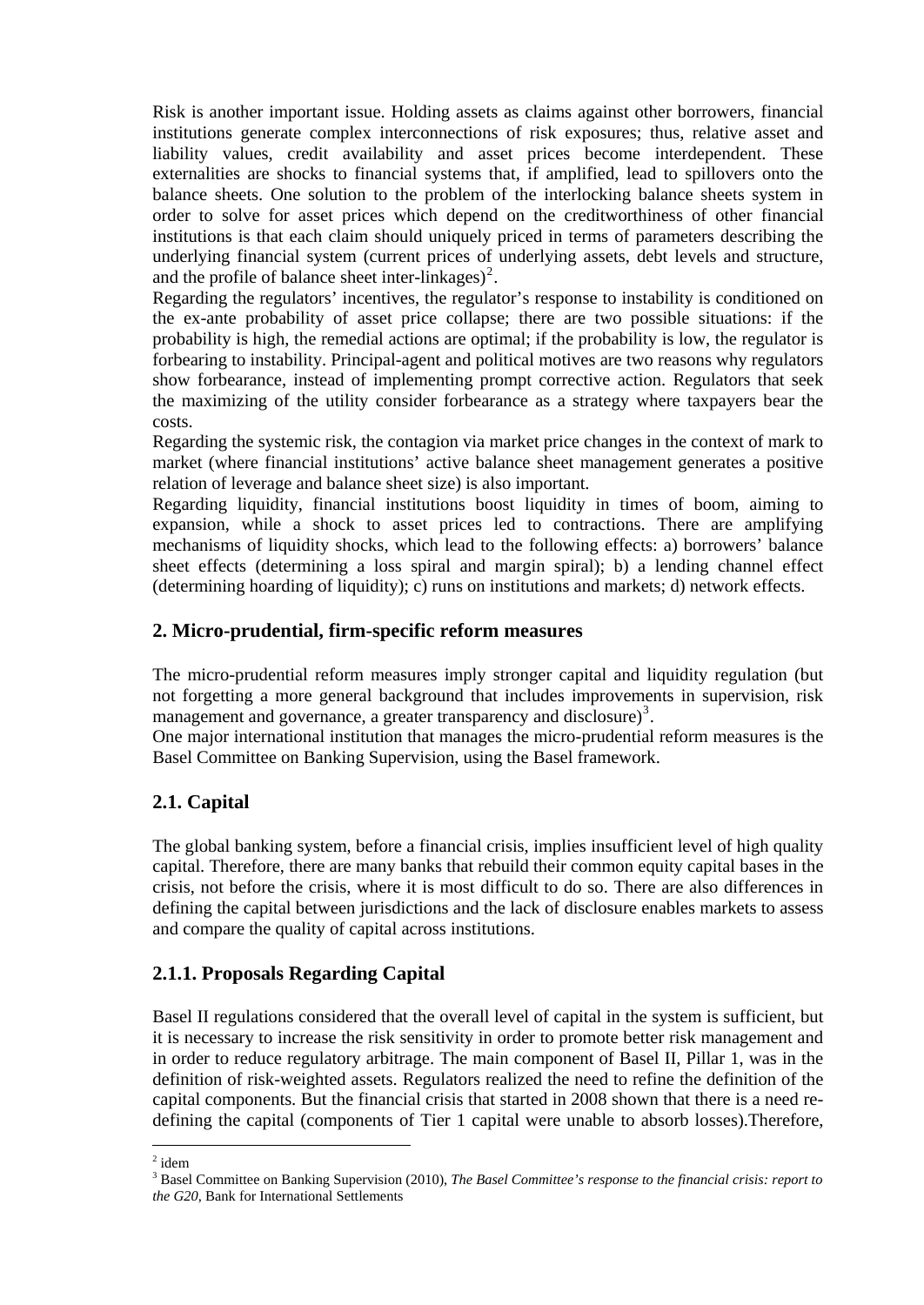Risk is another important issue. Holding assets as claims against other borrowers, financial institutions generate complex interconnections of risk exposures; thus, relative asset and liability values, credit availability and asset prices become interdependent. These externalities are shocks to financial systems that, if amplified, lead to spillovers onto the balance sheets. One solution to the problem of the interlocking balance sheets system in order to solve for asset prices which depend on the creditworthiness of other financial institutions is that each claim should uniquely priced in terms of parameters describing the underlying financial system (current prices of underlying assets, debt levels and structure, and the profile of balance sheet inter-linkages)[2].

Regarding the regulators' incentives, the regulator's response to instability is conditioned on the ex-ante probability of asset price collapse; there are two possible situations: if the probability is high, the remedial actions are optimal; if the probability is low, the regulator is forbearing to instability. Principal-agent and political motives are two reasons why regulators show forbearance, instead of implementing prompt corrective action. Regulators that seek the maximizing of the utility consider forbearance as a strategy where taxpayers bear the costs.

Regarding the systemic risk, the contagion via market price changes in the context of mark to market (where financial institutions' active balance sheet management generates a positive relation of leverage and balance sheet size) is also important.

Regarding liquidity, financial institutions boost liquidity in times of boom, aiming to expansion, while a shock to asset prices led to contractions. There are amplifying mechanisms of liquidity shocks, which lead to the following effects: a) borrowers' balance sheet effects (determining a loss spiral and margin spiral); b) a lending channel effect (determining hoarding of liquidity); c) runs on institutions and markets; d) network effects.

## 2. Micro-prudential, firm-specific reform measures

The micro-prudential reform measures imply stronger capital and liquidity regulation (but not forgetting a more general background that includes improvements in supervision, risk management and governance, a greater transparency and disclosure)[3].

One major international institution that manages the micro-prudential reform measures is the Basel Committee on Banking Supervision, using the Basel framework.

### 2.1. Capital

The global banking system, before a financial crisis, implies insufficient level of high quality capital. Therefore, there are many banks that rebuild their common equity capital bases in the crisis, not before the crisis, where it is most difficult to do so. There are also differences in defining the capital between jurisdictions and the lack of disclosure enables markets to assess and compare the quality of capital across institutions.

### 2.1.1. Proposals Regarding Capital

Basel II regulations considered that the overall level of capital in the system is sufficient, but it is necessary to increase the risk sensitivity in order to promote better risk management and in order to reduce regulatory arbitrage. The main component of Basel II, Pillar 1, was in the definition of risk-weighted assets. Regulators realized the need to refine the definition of the capital components. But the financial crisis that started in 2008 shown that there is a need re-defining the capital (components of Tier 1 capital were unable to absorb losses).Therefore,

---

[2] idem

[3] Basel Committee on Banking Supervision (2010), *The Basel Committee's response to the financial crisis: report to the G20*, Bank for International Settlements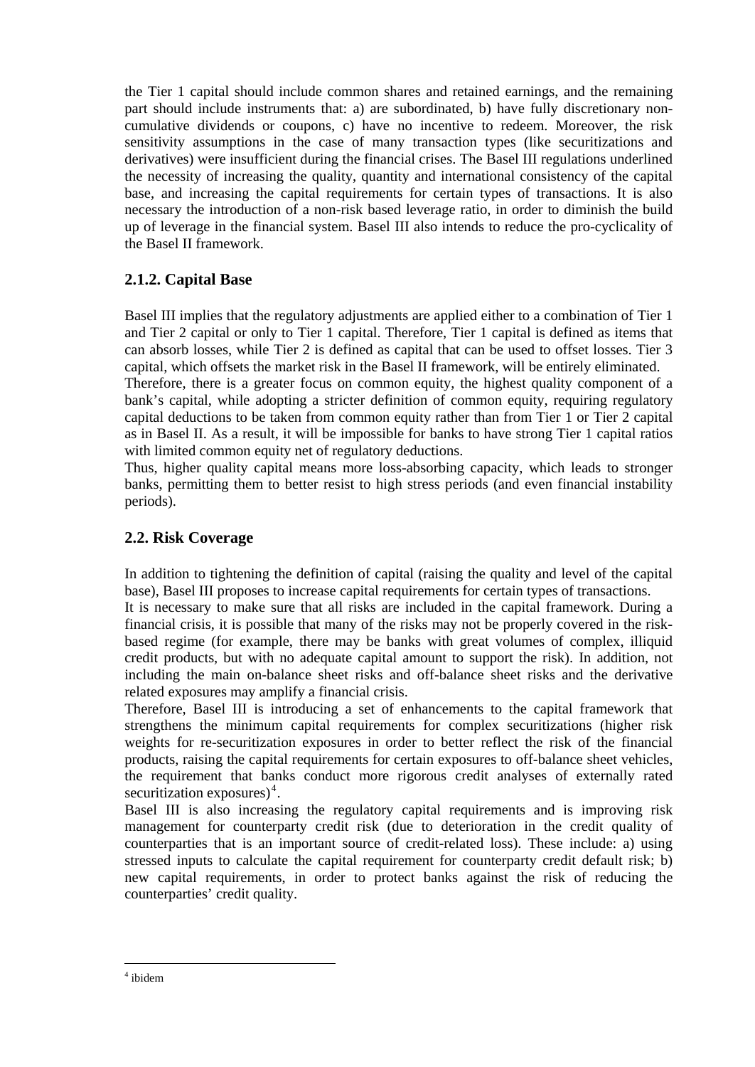the Tier 1 capital should include common shares and retained earnings, and the remaining part should include instruments that: a) are subordinated, b) have fully discretionary non-cumulative dividends or coupons, c) have no incentive to redeem. Moreover, the risk sensitivity assumptions in the case of many transaction types (like securitizations and derivatives) were insufficient during the financial crises. The Basel III regulations underlined the necessity of increasing the quality, quantity and international consistency of the capital base, and increasing the capital requirements for certain types of transactions. It is also necessary the introduction of a non-risk based leverage ratio, in order to diminish the build up of leverage in the financial system. Basel III also intends to reduce the pro-cyclicality of the Basel II framework.

### 2.1.2. Capital Base

Basel III implies that the regulatory adjustments are applied either to a combination of Tier 1 and Tier 2 capital or only to Tier 1 capital. Therefore, Tier 1 capital is defined as items that can absorb losses, while Tier 2 is defined as capital that can be used to offset losses. Tier 3 capital, which offsets the market risk in the Basel II framework, will be entirely eliminated.

Therefore, there is a greater focus on common equity, the highest quality component of a bank's capital, while adopting a stricter definition of common equity, requiring regulatory capital deductions to be taken from common equity rather than from Tier 1 or Tier 2 capital as in Basel II. As a result, it will be impossible for banks to have strong Tier 1 capital ratios with limited common equity net of regulatory deductions.

Thus, higher quality capital means more loss-absorbing capacity, which leads to stronger banks, permitting them to better resist to high stress periods (and even financial instability periods).

## 2.2. Risk Coverage

In addition to tightening the definition of capital (raising the quality and level of the capital base), Basel III proposes to increase capital requirements for certain types of transactions.

It is necessary to make sure that all risks are included in the capital framework. During a financial crisis, it is possible that many of the risks may not be properly covered in the risk-based regime (for example, there may be banks with great volumes of complex, illiquid credit products, but with no adequate capital amount to support the risk). In addition, not including the main on-balance sheet risks and off-balance sheet risks and the derivative related exposures may amplify a financial crisis.

Therefore, Basel III is introducing a set of enhancements to the capital framework that strengthens the minimum capital requirements for complex securitizations (higher risk weights for re-securitization exposures in order to better reflect the risk of the financial products, raising the capital requirements for certain exposures to off-balance sheet vehicles, the requirement that banks conduct more rigorous credit analyses of externally rated securitization exposures)[4].

Basel III is also increasing the regulatory capital requirements and is improving risk management for counterparty credit risk (due to deterioration in the credit quality of counterparties that is an important source of credit-related loss). These include: a) using stressed inputs to calculate the capital requirement for counterparty credit default risk; b) new capital requirements, in order to protect banks against the risk of reducing the counterparties' credit quality.

---

[4] ibidem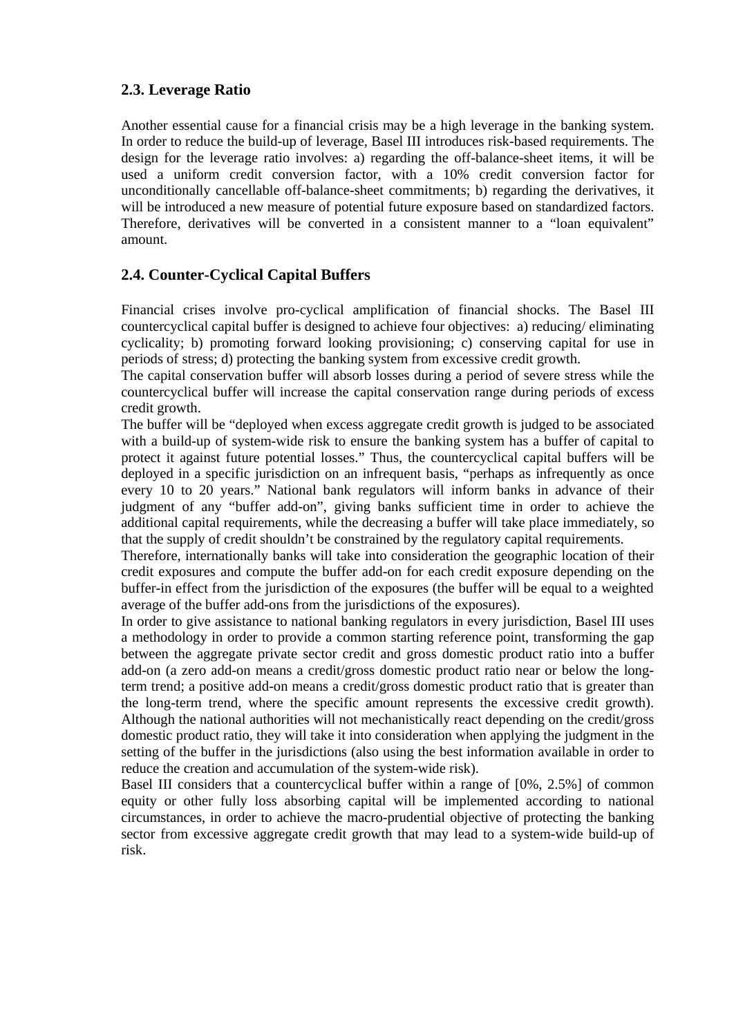## 2.3. Leverage Ratio

Another essential cause for a financial crisis may be a high leverage in the banking system. In order to reduce the build-up of leverage, Basel III introduces risk-based requirements. The design for the leverage ratio involves: a) regarding the off-balance-sheet items, it will be used a uniform credit conversion factor, with a 10% credit conversion factor for unconditionally cancellable off-balance-sheet commitments; b) regarding the derivatives, it will be introduced a new measure of potential future exposure based on standardized factors. Therefore, derivatives will be converted in a consistent manner to a "loan equivalent" amount.

## 2.4. Counter-Cyclical Capital Buffers

Financial crises involve pro-cyclical amplification of financial shocks. The Basel III countercyclical capital buffer is designed to achieve four objectives: a) reducing/ eliminating cyclicality; b) promoting forward looking provisioning; c) conserving capital for use in periods of stress; d) protecting the banking system from excessive credit growth.

The capital conservation buffer will absorb losses during a period of severe stress while the countercyclical buffer will increase the capital conservation range during periods of excess credit growth.

The buffer will be "deployed when excess aggregate credit growth is judged to be associated with a build-up of system-wide risk to ensure the banking system has a buffer of capital to protect it against future potential losses." Thus, the countercyclical capital buffers will be deployed in a specific jurisdiction on an infrequent basis, "perhaps as infrequently as once every 10 to 20 years." National bank regulators will inform banks in advance of their judgment of any "buffer add-on", giving banks sufficient time in order to achieve the additional capital requirements, while the decreasing a buffer will take place immediately, so that the supply of credit shouldn't be constrained by the regulatory capital requirements.

Therefore, internationally banks will take into consideration the geographic location of their credit exposures and compute the buffer add-on for each credit exposure depending on the buffer-in effect from the jurisdiction of the exposures (the buffer will be equal to a weighted average of the buffer add-ons from the jurisdictions of the exposures).

In order to give assistance to national banking regulators in every jurisdiction, Basel III uses a methodology in order to provide a common starting reference point, transforming the gap between the aggregate private sector credit and gross domestic product ratio into a buffer add-on (a zero add-on means a credit/gross domestic product ratio near or below the long-term trend; a positive add-on means a credit/gross domestic product ratio that is greater than the long-term trend, where the specific amount represents the excessive credit growth). Although the national authorities will not mechanistically react depending on the credit/gross domestic product ratio, they will take it into consideration when applying the judgment in the setting of the buffer in the jurisdictions (also using the best information available in order to reduce the creation and accumulation of the system-wide risk).

Basel III considers that a countercyclical buffer within a range of [0%, 2.5%] of common equity or other fully loss absorbing capital will be implemented according to national circumstances, in order to achieve the macro-prudential objective of protecting the banking sector from excessive aggregate credit growth that may lead to a system-wide build-up of risk.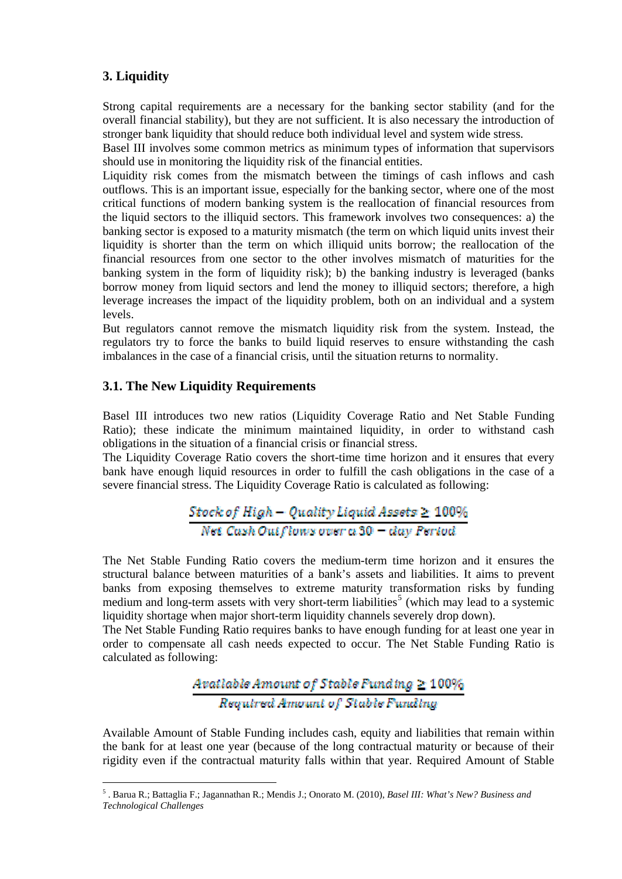## 3. Liquidity

Strong capital requirements are a necessary for the banking sector stability (and for the overall financial stability), but they are not sufficient. It is also necessary the introduction of stronger bank liquidity that should reduce both individual level and system wide stress.

Basel III involves some common metrics as minimum types of information that supervisors should use in monitoring the liquidity risk of the financial entities.

Liquidity risk comes from the mismatch between the timings of cash inflows and cash outflows. This is an important issue, especially for the banking sector, where one of the most critical functions of modern banking system is the reallocation of financial resources from the liquid sectors to the illiquid sectors. This framework involves two consequences: a) the banking sector is exposed to a maturity mismatch (the term on which liquid units invest their liquidity is shorter than the term on which illiquid units borrow; the reallocation of the financial resources from one sector to the other involves mismatch of maturities for the banking system in the form of liquidity risk); b) the banking industry is leveraged (banks borrow money from liquid sectors and lend the money to illiquid sectors; therefore, a high leverage increases the impact of the liquidity problem, both on an individual and a system levels.

But regulators cannot remove the mismatch liquidity risk from the system. Instead, the regulators try to force the banks to build liquid reserves to ensure withstanding the cash imbalances in the case of a financial crisis, until the situation returns to normality.

### 3.1. The New Liquidity Requirements

Basel III introduces two new ratios (Liquidity Coverage Ratio and Net Stable Funding Ratio); these indicate the minimum maintained liquidity, in order to withstand cash obligations in the situation of a financial crisis or financial stress.

The Liquidity Coverage Ratio covers the short-time time horizon and it ensures that every bank have enough liquid resources in order to fulfill the cash obligations in the case of a severe financial stress. The Liquidity Coverage Ratio is calculated as following:

$$\frac{\text{Stock of High} - \text{Quality Liquid Assets} \geq 100\%}{\text{Net Cash Outflows over a 30} - \text{day Period}}$$

The Net Stable Funding Ratio covers the medium-term time horizon and it ensures the structural balance between maturities of a bank's assets and liabilities. It aims to prevent banks from exposing themselves to extreme maturity transformation risks by funding medium and long-term assets with very short-term liabilities[5] (which may lead to a systemic liquidity shortage when major short-term liquidity channels severely drop down).

The Net Stable Funding Ratio requires banks to have enough funding for at least one year in order to compensate all cash needs expected to occur. The Net Stable Funding Ratio is calculated as following:

$$\frac{\text{Available Amount of Stable Funding} \geq 100\%}{\text{Required Amount of Stable Funding}}$$

Available Amount of Stable Funding includes cash, equity and liabilities that remain within the bank for at least one year (because of the long contractual maturity or because of their rigidity even if the contractual maturity falls within that year. Required Amount of Stable

---

[5] . Barua R.; Battaglia F.; Jagannathan R.; Mendis J.; Onorato M. (2010), *Basel III: What's New? Business and Technological Challenges*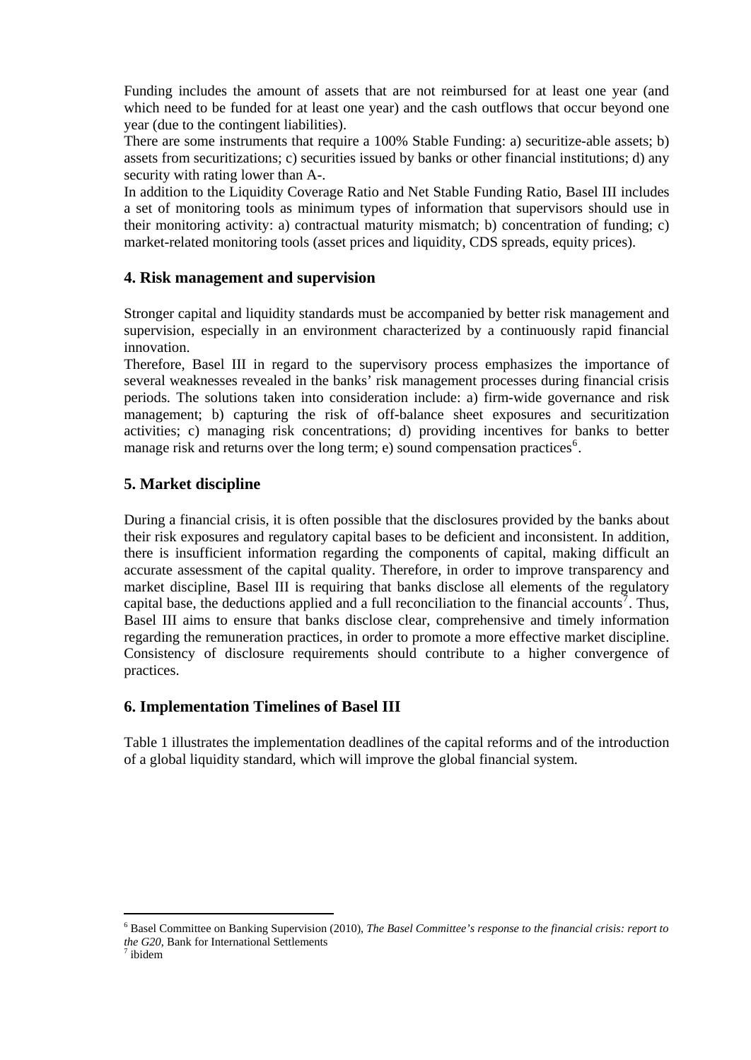Funding includes the amount of assets that are not reimbursed for at least one year (and which need to be funded for at least one year) and the cash outflows that occur beyond one year (due to the contingent liabilities).

There are some instruments that require a 100% Stable Funding: a) securitize-able assets; b) assets from securitizations; c) securities issued by banks or other financial institutions; d) any security with rating lower than A-.

In addition to the Liquidity Coverage Ratio and Net Stable Funding Ratio, Basel III includes a set of monitoring tools as minimum types of information that supervisors should use in their monitoring activity: a) contractual maturity mismatch; b) concentration of funding; c) market-related monitoring tools (asset prices and liquidity, CDS spreads, equity prices).

## 4. Risk management and supervision

Stronger capital and liquidity standards must be accompanied by better risk management and supervision, especially in an environment characterized by a continuously rapid financial innovation.

Therefore, Basel III in regard to the supervisory process emphasizes the importance of several weaknesses revealed in the banks' risk management processes during financial crisis periods. The solutions taken into consideration include: a) firm-wide governance and risk management; b) capturing the risk of off-balance sheet exposures and securitization activities; c) managing risk concentrations; d) providing incentives for banks to better manage risk and returns over the long term; e) sound compensation practices[6].

## 5. Market discipline

During a financial crisis, it is often possible that the disclosures provided by the banks about their risk exposures and regulatory capital bases to be deficient and inconsistent. In addition, there is insufficient information regarding the components of capital, making difficult an accurate assessment of the capital quality. Therefore, in order to improve transparency and market discipline, Basel III is requiring that banks disclose all elements of the regulatory capital base, the deductions applied and a full reconciliation to the financial accounts[7]. Thus, Basel III aims to ensure that banks disclose clear, comprehensive and timely information regarding the remuneration practices, in order to promote a more effective market discipline. Consistency of disclosure requirements should contribute to a higher convergence of practices.

## 6. Implementation Timelines of Basel III

Table 1 illustrates the implementation deadlines of the capital reforms and of the introduction of a global liquidity standard, which will improve the global financial system.

---

[6] Basel Committee on Banking Supervision (2010), *The Basel Committee's response to the financial crisis: report to the G20*, Bank for International Settlements

[7] ibidem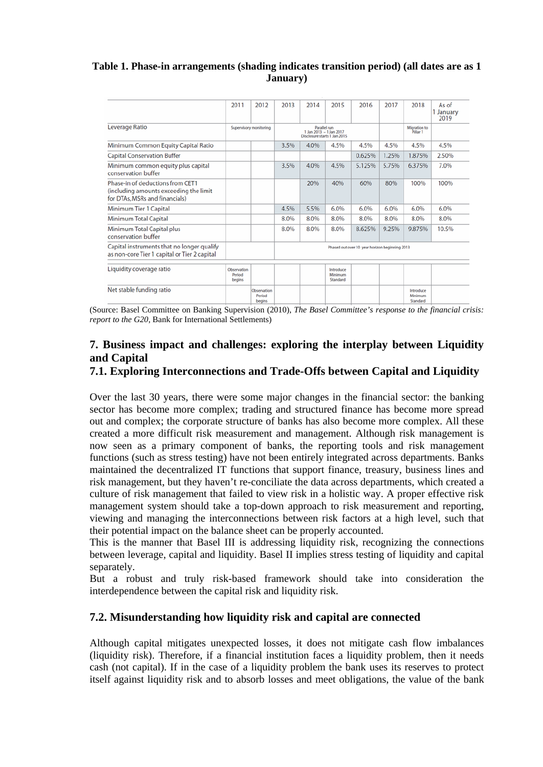**Table 1. Phase-in arrangements (shading indicates transition period) (all dates are as 1 January)**

| | 2011 | 2012 | 2013 | 2014 | 2015 | 2016 | 2017 | 2018 | As of 1 January 2019 |
|---|---|---|---|---|---|---|---|---|---|
| Leverage Ratio | Supervisory monitoring | | Parallel run 1 Jan 2013 – 1 Jan 2017 Disclosure starts 1 Jan 2015 | | | | | Migration to Pillar 1 | |
| Minimum Common Equity Capital Ratio | | | 3.5% | 4.0% | 4.5% | 4.5% | 4.5% | 4.5% | 4.5% |
| Capital Conservation Buffer | | | | | | 0.625% | 1.25% | 1.875% | 2.50% |
| Minimum common equity plus capital conservation buffer | | | 3.5% | 4.0% | 4.5% | 5.125% | 5.75% | 6.375% | 7.0% |
| Phase-in of deductions from CET1 (including amounts exceeding the limit for DTAs, MSRs and financials) | | | | 20% | 40% | 60% | 80% | 100% | 100% |
| Minimum Tier 1 Capital | | | 4.5% | 5.5% | 6.0% | 6.0% | 6.0% | 6.0% | 6.0% |
| Minimum Total Capital | | | 8.0% | 8.0% | 8.0% | 8.0% | 8.0% | 8.0% | 8.0% |
| Minimum Total Capital plus conservation buffer | | | 8.0% | 8.0% | 8.0% | 8.625% | 9.25% | 9.875% | 10.5% |
| Capital instruments that no longer qualify as non-core Tier 1 capital or Tier 2 capital | | | Phased out over 10 year horizon beginning 2013 | | | | | | |
| Liquidity coverage ratio | Observation Period begins | | | | Introduce Minimum Standard | | | | |
| Net stable funding ratio | | Observation Period begins | | | | | | Introduce Minimum Standard | |

(Source: Basel Committee on Banking Supervision (2010), *The Basel Committee's response to the financial crisis: report to the G20*, Bank for International Settlements)

## 7. Business impact and challenges: exploring the interplay between Liquidity and Capital

### 7.1. Exploring Interconnections and Trade-Offs between Capital and Liquidity

Over the last 30 years, there were some major changes in the financial sector: the banking sector has become more complex; trading and structured finance has become more spread out and complex; the corporate structure of banks has also become more complex. All these created a more difficult risk measurement and management. Although risk management is now seen as a primary component of banks, the reporting tools and risk management functions (such as stress testing) have not been entirely integrated across departments. Banks maintained the decentralized IT functions that support finance, treasury, business lines and risk management, but they haven't re-conciliate the data across departments, which created a culture of risk management that failed to view risk in a holistic way. A proper effective risk management system should take a top-down approach to risk measurement and reporting, viewing and managing the interconnections between risk factors at a high level, such that their potential impact on the balance sheet can be properly accounted.

This is the manner that Basel III is addressing liquidity risk, recognizing the connections between leverage, capital and liquidity. Basel II implies stress testing of liquidity and capital separately.

But a robust and truly risk-based framework should take into consideration the interdependence between the capital risk and liquidity risk.

### 7.2. Misunderstanding how liquidity risk and capital are connected

Although capital mitigates unexpected losses, it does not mitigate cash flow imbalances (liquidity risk). Therefore, if a financial institution faces a liquidity problem, then it needs cash (not capital). If in the case of a liquidity problem the bank uses its reserves to protect itself against liquidity risk and to absorb losses and meet obligations, the value of the bank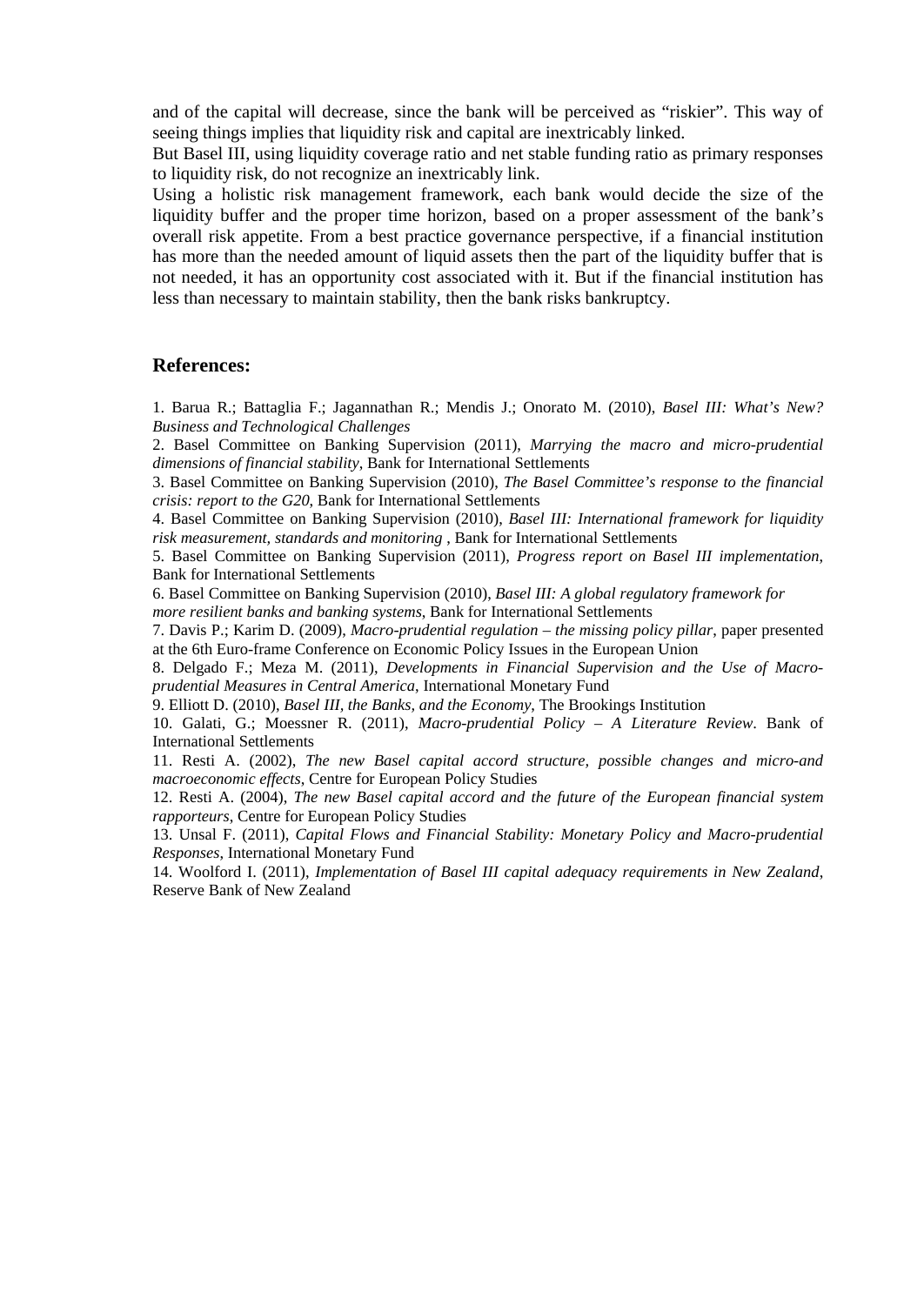and of the capital will decrease, since the bank will be perceived as "riskier". This way of seeing things implies that liquidity risk and capital are inextricably linked.

But Basel III, using liquidity coverage ratio and net stable funding ratio as primary responses to liquidity risk, do not recognize an inextricably link.

Using a holistic risk management framework, each bank would decide the size of the liquidity buffer and the proper time horizon, based on a proper assessment of the bank's overall risk appetite. From a best practice governance perspective, if a financial institution has more than the needed amount of liquid assets then the part of the liquidity buffer that is not needed, it has an opportunity cost associated with it. But if the financial institution has less than necessary to maintain stability, then the bank risks bankruptcy.

## References:

1. Barua R.; Battaglia F.; Jagannathan R.; Mendis J.; Onorato M. (2010), *Basel III: What's New? Business and Technological Challenges*
2. Basel Committee on Banking Supervision (2011), *Marrying the macro and micro-prudential dimensions of financial stability*, Bank for International Settlements
3. Basel Committee on Banking Supervision (2010), *The Basel Committee's response to the financial crisis: report to the G20*, Bank for International Settlements
4. Basel Committee on Banking Supervision (2010), *Basel III: International framework for liquidity risk measurement, standards and monitoring* , Bank for International Settlements
5. Basel Committee on Banking Supervision (2011), *Progress report on Basel III implementation*, Bank for International Settlements
6. Basel Committee on Banking Supervision (2010), *Basel III: A global regulatory framework for more resilient banks and banking systems*, Bank for International Settlements
7. Davis P.; Karim D. (2009), *Macro-prudential regulation – the missing policy pillar*, paper presented at the 6th Euro-frame Conference on Economic Policy Issues in the European Union
8. Delgado F.; Meza M. (2011), *Developments in Financial Supervision and the Use of Macro-prudential Measures in Central America*, International Monetary Fund
9. Elliott D. (2010), *Basel III, the Banks, and the Economy*, The Brookings Institution
10. Galati, G.; Moessner R. (2011), *Macro-prudential Policy – A Literature Review*. Bank of International Settlements
11. Resti A. (2002), *The new Basel capital accord structure, possible changes and micro-and macroeconomic effects*, Centre for European Policy Studies
12. Resti A. (2004), *The new Basel capital accord and the future of the European financial system rapporteurs*, Centre for European Policy Studies
13. Unsal F. (2011), *Capital Flows and Financial Stability: Monetary Policy and Macro-prudential Responses*, International Monetary Fund
14. Woolford I. (2011), *Implementation of Basel III capital adequacy requirements in New Zealand*, Reserve Bank of New Zealand